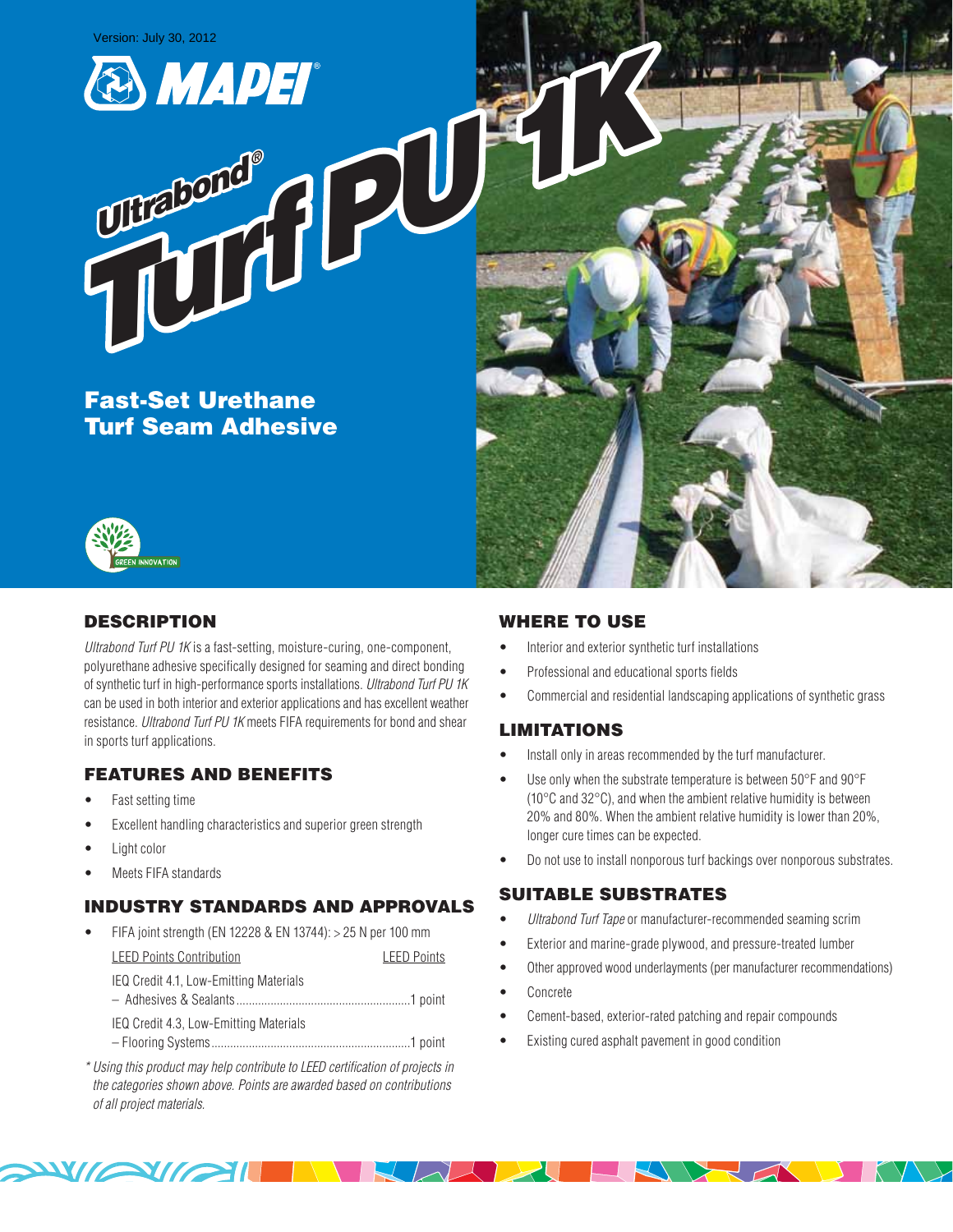Version: July 30, 2012

# Ultrabond® Turf PU 1K

## Fast-Set Urethane Turf Seam Adhesive

GREEN INNOVATION

## DESCRIPTION

*Ultrabond Turf PU 1K* is a fast-setting, moisture-curing, one-component, polyurethane adhesive specifically designed for seaming and direct bonding of synthetic turf in high-performance sports installations. *Ultrabond Turf PU 1K* can be used in both interior and exterior applications and has excellent weather resistance. *Ultrabond Turf PU 1K* meets FIFA requirements for bond and shear in sports turf applications.

## FEATURES AND BENEFITS

- Fast setting time
- Excellent handling characteristics and superior green strength
- Light color
- Meets FIFA standards

## INDUSTRY STANDARDS AND APPROVALS

- FIFA joint strength (EN 12228 & EN 13744): > 25 N per 100 mm

| LEED Points Contribution | LEED Points |
| --- | --- |
| IEQ Credit 4.1, Low-Emitting Materials – Adhesives & Sealants | 1 point |
| IEQ Credit 4.3, Low-Emitting Materials – Flooring Systems | 1 point |

*\* Using this product may help contribute to LEED certification of projects in the categories shown above. Points are awarded based on contributions of all project materials.*

## WHERE TO USE

- Interior and exterior synthetic turf installations
- Professional and educational sports fields
- Commercial and residential landscaping applications of synthetic grass

## LIMITATIONS

- Install only in areas recommended by the turf manufacturer.
- Use only when the substrate temperature is between 50°F and 90°F (10°C and 32°C), and when the ambient relative humidity is between 20% and 80%. When the ambient relative humidity is lower than 20%, longer cure times can be expected.
- Do not use to install nonporous turf backings over nonporous substrates.

## SUITABLE SUBSTRATES

- *Ultrabond Turf Tape* or manufacturer-recommended seaming scrim
- Exterior and marine-grade plywood, and pressure-treated lumber
- Other approved wood underlayments (per manufacturer recommendations)
- Concrete
- Cement-based, exterior-rated patching and repair compounds
- Existing cured asphalt pavement in good condition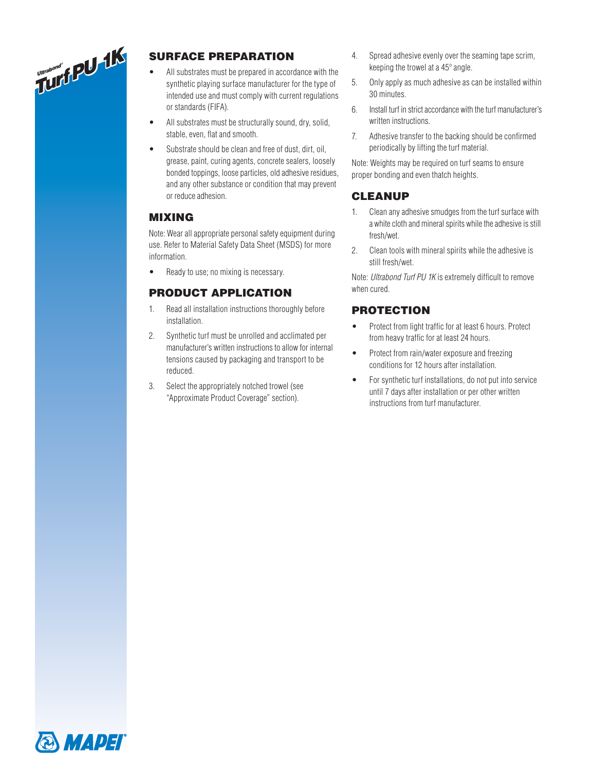## SURFACE PREPARATION

- All substrates must be prepared in accordance with the synthetic playing surface manufacturer for the type of intended use and must comply with current regulations or standards (FIFA).
- All substrates must be structurally sound, dry, solid, stable, even, flat and smooth.
- Substrate should be clean and free of dust, dirt, oil, grease, paint, curing agents, concrete sealers, loosely bonded toppings, loose particles, old adhesive residues, and any other substance or condition that may prevent or reduce adhesion.

## MIXING

Note: Wear all appropriate personal safety equipment during use. Refer to Material Safety Data Sheet (MSDS) for more information.

- Ready to use; no mixing is necessary.

## PRODUCT APPLICATION

1. Read all installation instructions thoroughly before installation.
2. Synthetic turf must be unrolled and acclimated per manufacturer's written instructions to allow for internal tensions caused by packaging and transport to be reduced.
3. Select the appropriately notched trowel (see "Approximate Product Coverage" section).
4. Spread adhesive evenly over the seaming tape scrim, keeping the trowel at a 45° angle.
5. Only apply as much adhesive as can be installed within 30 minutes.
6. Install turf in strict accordance with the turf manufacturer's written instructions.
7. Adhesive transfer to the backing should be confirmed periodically by lifting the turf material.

Note: Weights may be required on turf seams to ensure proper bonding and even thatch heights.

## CLEANUP

1. Clean any adhesive smudges from the turf surface with a white cloth and mineral spirits while the adhesive is still fresh/wet.
2. Clean tools with mineral spirits while the adhesive is still fresh/wet.

Note: *Ultrabond Turf PU 1K* is extremely difficult to remove when cured.

## PROTECTION

- Protect from light traffic for at least 6 hours. Protect from heavy traffic for at least 24 hours.
- Protect from rain/water exposure and freezing conditions for 12 hours after installation.
- For synthetic turf installations, do not put into service until 7 days after installation or per other written instructions from turf manufacturer.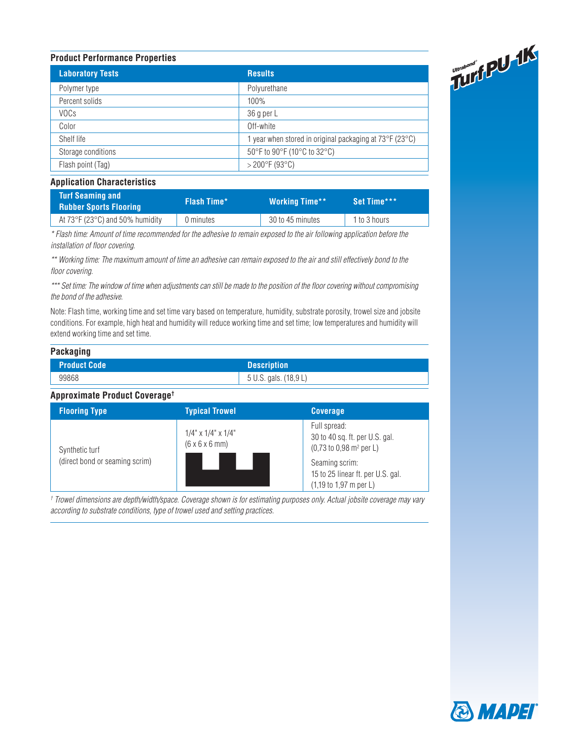## Product Performance Properties

| Laboratory Tests | Results |
| --- | --- |
| Polymer type | Polyurethane |
| Percent solids | 100% |
| VOCs | 36 g per L |
| Color | Off-white |
| Shelf life | 1 year when stored in original packaging at 73°F (23°C) |
| Storage conditions | 50°F to 90°F (10°C to 32°C) |
| Flash point (Tag) | > 200°F (93°C) |

## Application Characteristics

| Turf Seaming and Rubber Sports Flooring | Flash Time* | Working Time** | Set Time*** |
| --- | --- | --- | --- |
| At 73°F (23°C) and 50% humidity | 0 minutes | 30 to 45 minutes | 1 to 3 hours |

*\* Flash time: Amount of time recommended for the adhesive to remain exposed to the air following application before the installation of floor covering.*

*\*\* Working time: The maximum amount of time an adhesive can remain exposed to the air and still effectively bond to the floor covering.*

*\*\*\* Set time: The window of time when adjustments can still be made to the position of the floor covering without compromising the bond of the adhesive.*

Note: Flash time, working time and set time vary based on temperature, humidity, substrate porosity, trowel size and jobsite conditions. For example, high heat and humidity will reduce working time and set time; low temperatures and humidity will extend working time and set time.

## Packaging

| Product Code | Description |
| --- | --- |
| 99868 | 5 U.S. gals. (18,9 L) |

## Approximate Product Coverage†

| Flooring Type | Typical Trowel | Coverage |
| --- | --- | --- |
| Synthetic turf (direct bond or seaming scrim) | 1/4" x 1/4" x 1/4" (6 x 6 x 6 mm) | Full spread: 30 to 40 sq. ft. per U.S. gal. (0,73 to 0,98 m² per L)<br>Seaming scrim: 15 to 25 linear ft. per U.S. gal. (1,19 to 1,97 m per L) |

*† Trowel dimensions are depth/width/space. Coverage shown is for estimating purposes only. Actual jobsite coverage may vary according to substrate conditions, type of trowel used and setting practices.*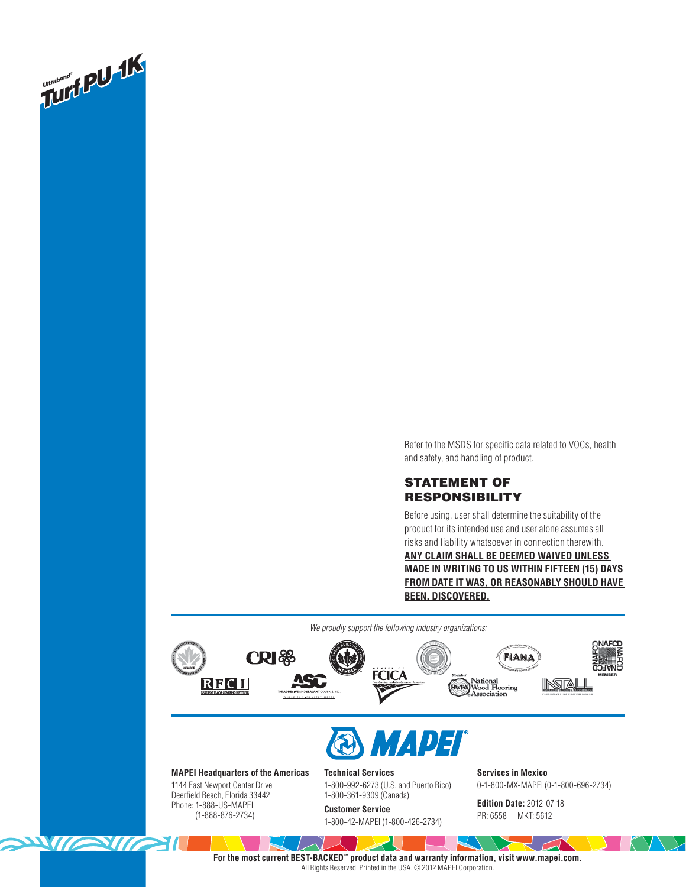Refer to the MSDS for specific data related to VOCs, health and safety, and handling of product.

## STATEMENT OF RESPONSIBILITY

Before using, user shall determine the suitability of the product for its intended use and user alone assumes all risks and liability whatsoever in connection therewith. **ANY CLAIM SHALL BE DEEMED WAIVED UNLESS MADE IN WRITING TO US WITHIN FIFTEEN (15) DAYS FROM DATE IT WAS, OR REASONABLY SHOULD HAVE BEEN, DISCOVERED.**

*We proudly support the following industry organizations:*

**MAPEI Headquarters of the Americas**
1144 East Newport Center Drive
Deerfield Beach, Florida 33442
Phone: 1-888-US-MAPEI
(1-888-876-2734)

**Technical Services**
1-800-992-6273 (U.S. and Puerto Rico)
1-800-361-9309 (Canada)

**Customer Service**
1-800-42-MAPEI (1-800-426-2734)

**Services in Mexico**
0-1-800-MX-MAPEI (0-1-800-696-2734)

**Edition Date:** 2012-07-18
PR: 6558 MKT: 5612

**For the most current BEST-BACKED™ product data and warranty information, visit www.mapei.com.**
All Rights Reserved. Printed in the USA. © 2012 MAPEI Corporation.